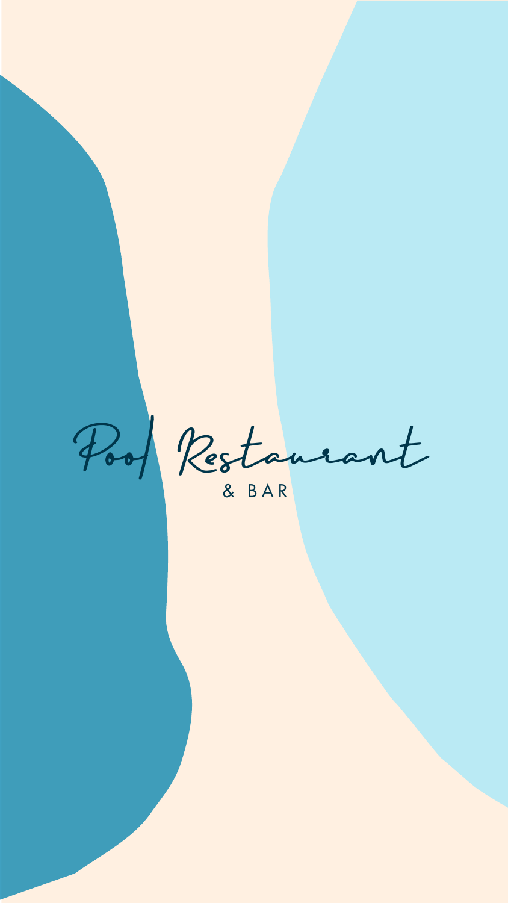# Pool Restaurant

& BAR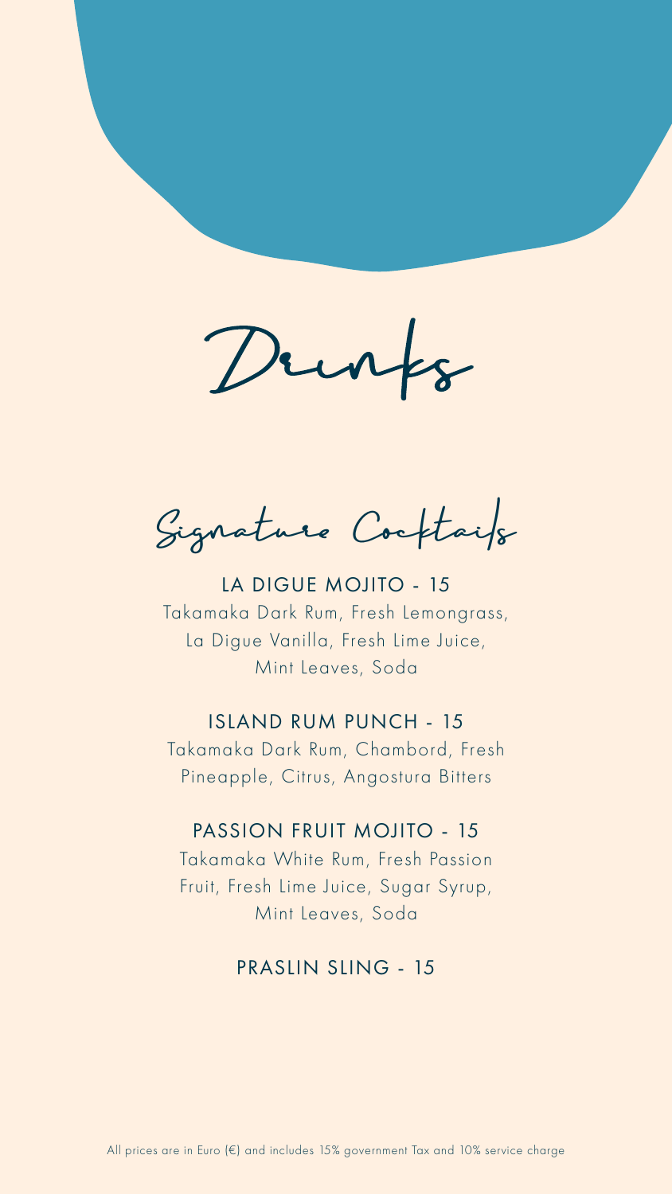# Drinks

## Signature Cocktails

### LA DIGUE MOJITO - 15

Takamaka Dark Rum, Fresh Lemongrass, La Digue Vanilla, Fresh Lime Juice, Mint Leaves, Soda

### ISLAND RUM PUNCH - 15

Takamaka Dark Rum, Chambord, Fresh Pineapple, Citrus, Angostura Bitters

### PASSION FRUIT MOJITO - 15

Takamaka White Rum, Fresh Passion Fruit, Fresh Lime Juice, Sugar Syrup, Mint Leaves, Soda

### PRASLIN SLING - 15

All prices are in Euro (€) and includes 15% government Tax and 10% service charge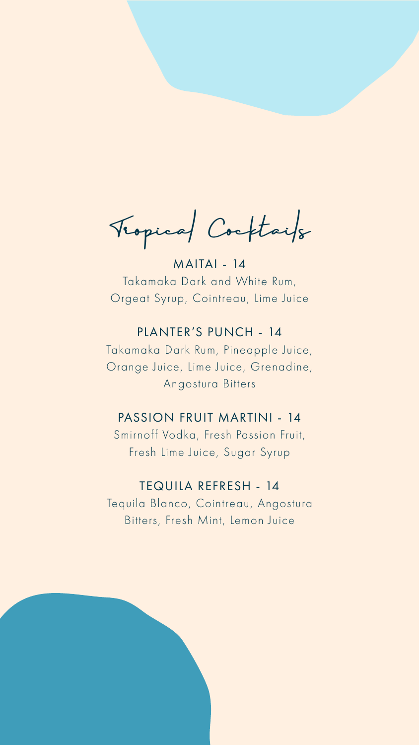# Tropical Cocktails

### MAITAI - 14

Takamaka Dark and White Rum, Orgeat Syrup, Cointreau, Lime Juice

### PLANTER'S PUNCH - 14

Takamaka Dark Rum, Pineapple Juice, Orange Juice, Lime Juice, Grenadine, Angostura Bitters

### PASSION FRUIT MARTINI - 14

Smirnoff Vodka, Fresh Passion Fruit, Fresh Lime Juice, Sugar Syrup

### TEQUILA REFRESH - 14

Tequila Blanco, Cointreau, Angostura Bitters, Fresh Mint, Lemon Juice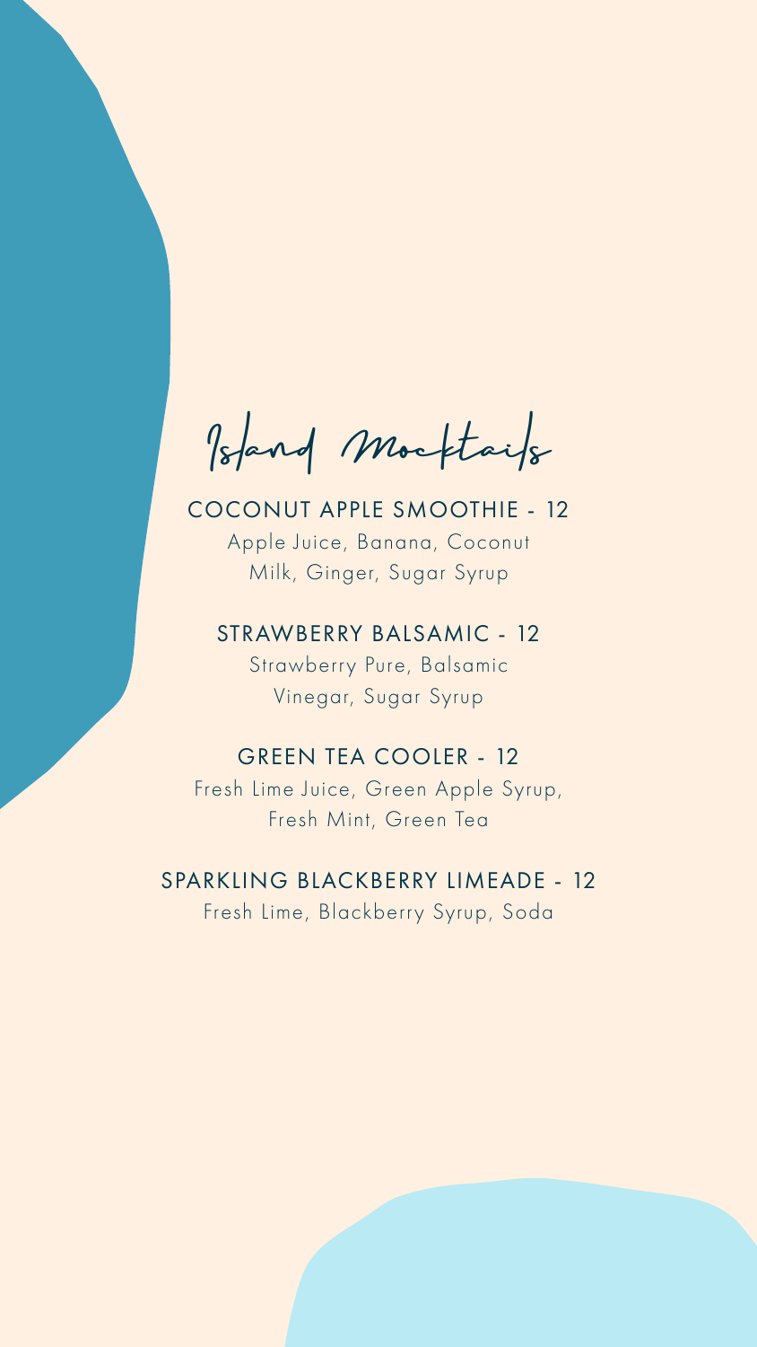# Island Mocktails

### COCONUT APPLE SMOOTHIE - 12

Apple Juice, Banana, Coconut Milk, Ginger, Sugar Syrup

### STRAWBERRY BALSAMIC - 12

Strawberry Pure, Balsamic Vinegar, Sugar Syrup

### GREEN TEA COOLER - 12

Fresh Lime Juice, Green Apple Syrup, Fresh Mint, Green Tea

### SPARKLING BLACKBERRY LIMEADE - 12

Fresh Lime, Blackberry Syrup, Soda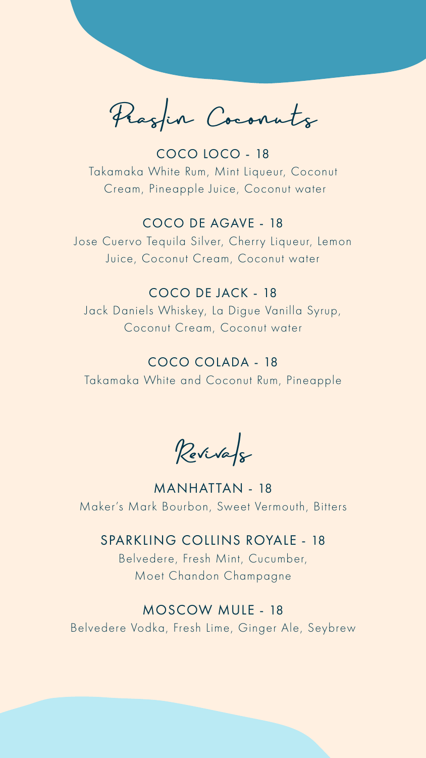## Praslin Coconuts

### COCO LOCO - 18
Takamaka White Rum, Mint Liqueur, Coconut Cream, Pineapple Juice, Coconut water

### COCO DE AGAVE - 18
Jose Cuervo Tequila Silver, Cherry Liqueur, Lemon Juice, Coconut Cream, Coconut water

### COCO DE JACK - 18
Jack Daniels Whiskey, La Digue Vanilla Syrup, Coconut Cream, Coconut water

### COCO COLADA - 18
Takamaka White and Coconut Rum, Pineapple

## Revivals

### MANHATTAN - 18
Maker's Mark Bourbon, Sweet Vermouth, Bitters

### SPARKLING COLLINS ROYALE - 18
Belvedere, Fresh Mint, Cucumber, Moet Chandon Champagne

### MOSCOW MULE - 18
Belvedere Vodka, Fresh Lime, Ginger Ale, Seybrew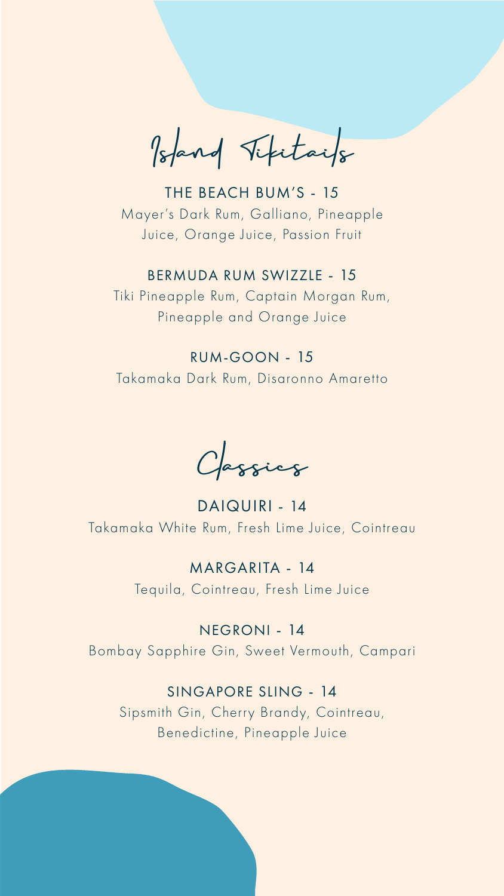# Island Tikitails

### THE BEACH BUM'S - 15

Mayer's Dark Rum, Galliano, Pineapple Juice, Orange Juice, Passion Fruit

### BERMUDA RUM SWIZZLE - 15

Tiki Pineapple Rum, Captain Morgan Rum, Pineapple and Orange Juice

### RUM-GOON - 15

Takamaka Dark Rum, Disaronno Amaretto

# Classics

### DAIQUIRI - 14

Takamaka White Rum, Fresh Lime Juice, Cointreau

### MARGARITA - 14

Tequila, Cointreau, Fresh Lime Juice

### NEGRONI - 14

Bombay Sapphire Gin, Sweet Vermouth, Campari

### SINGAPORE SLING - 14

Sipsmith Gin, Cherry Brandy, Cointreau, Benedictine, Pineapple Juice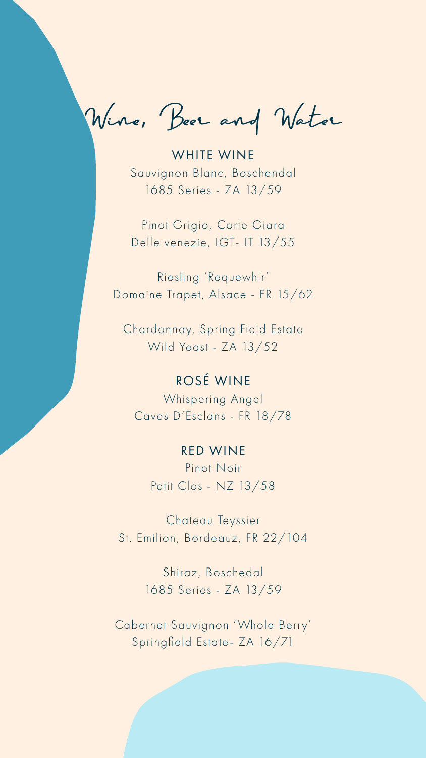# Wine, Beer and Water

## WHITE WINE

Sauvignon Blanc, Boschendal
1685 Series - ZA 13/59

Pinot Grigio, Corte Giara
Delle venezie, IGT- IT 13/55

Riesling 'Requewhir'
Domaine Trapet, Alsace - FR 15/62

Chardonnay, Spring Field Estate
Wild Yeast - ZA 13/52

## ROSÉ WINE

Whispering Angel
Caves D'Esclans - FR 18/78

## RED WINE

Pinot Noir
Petit Clos - NZ 13/58

Chateau Teyssier
St. Emilion, Bordeauz, FR 22/104

Shiraz, Boschedal
1685 Series - ZA 13/59

Cabernet Sauvignon 'Whole Berry'
Springfield Estate- ZA 16/71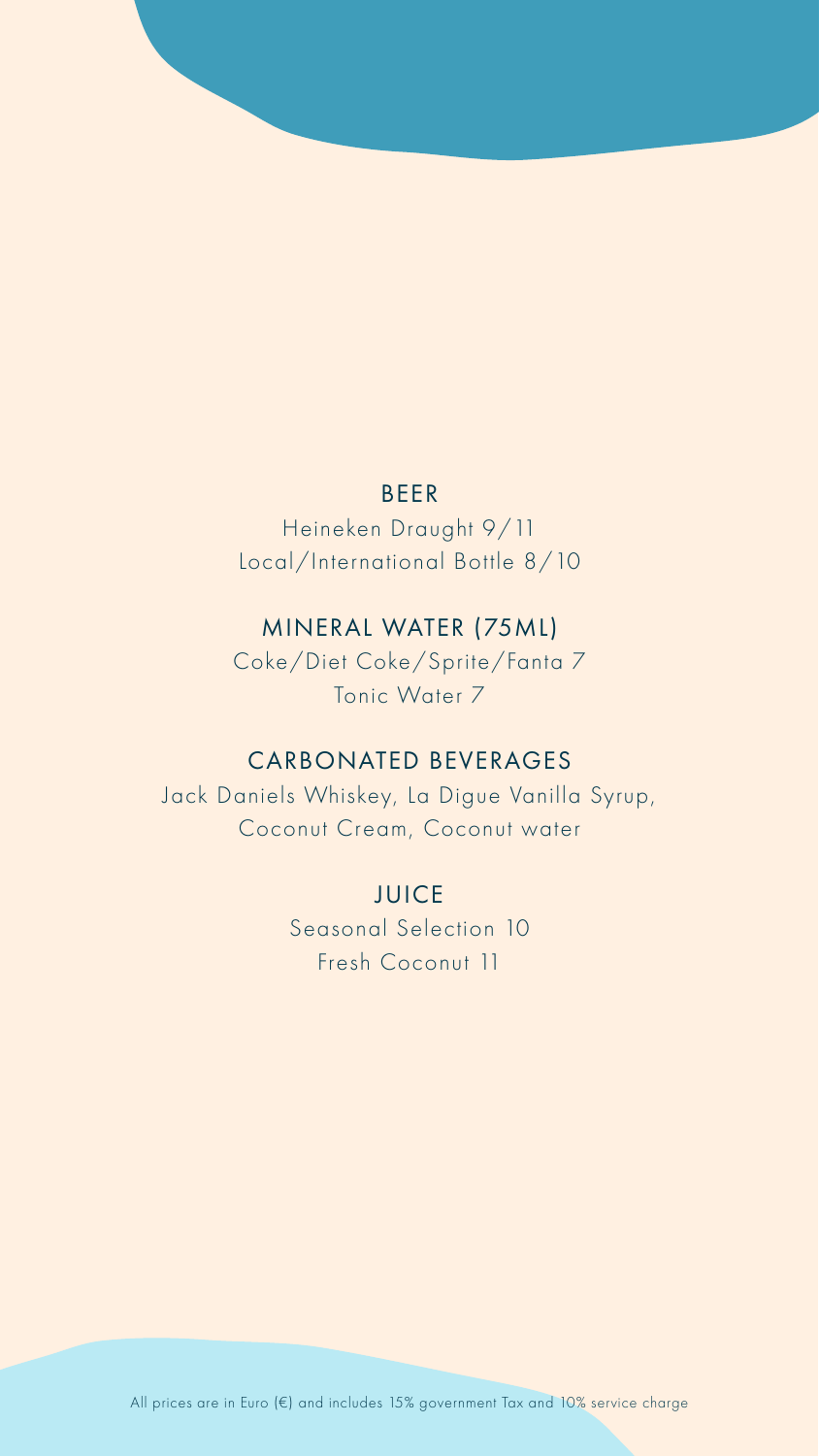## BEER

Heineken Draught 9/11

Local/International Bottle 8/10

## MINERAL WATER (75ML)

Coke/Diet Coke/Sprite/Fanta 7

Tonic Water 7

## CARBONATED BEVERAGES

Jack Daniels Whiskey, La Digue Vanilla Syrup, Coconut Cream, Coconut water

## JUICE

Seasonal Selection 10

Fresh Coconut 11

All prices are in Euro (€) and includes 15% government Tax and 10% service charge